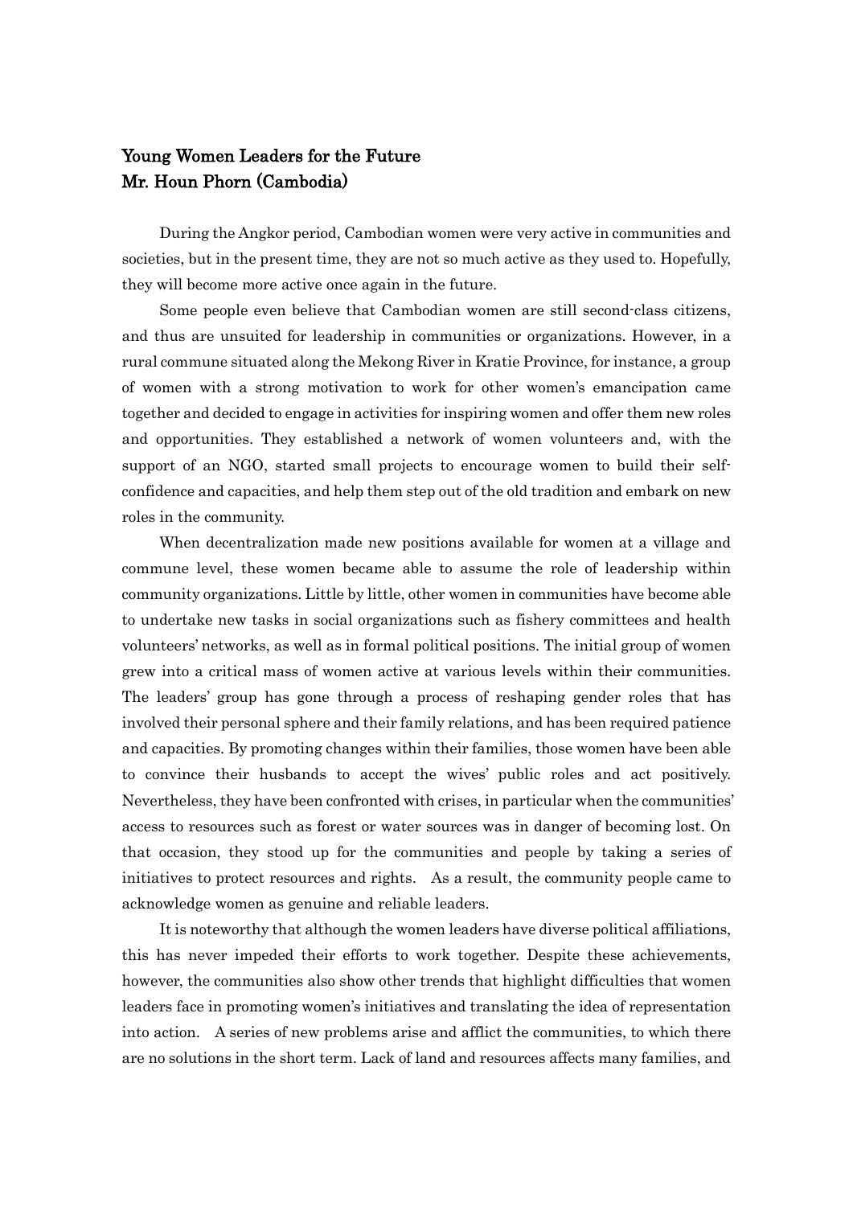# Young Women Leaders for the Future
## Mr. Houn Phorn (Cambodia)

During the Angkor period, Cambodian women were very active in communities and societies, but in the present time, they are not so much active as they used to. Hopefully, they will become more active once again in the future.

Some people even believe that Cambodian women are still second-class citizens, and thus are unsuited for leadership in communities or organizations. However, in a rural commune situated along the Mekong River in Kratie Province, for instance, a group of women with a strong motivation to work for other women's emancipation came together and decided to engage in activities for inspiring women and offer them new roles and opportunities. They established a network of women volunteers and, with the support of an NGO, started small projects to encourage women to build their self-confidence and capacities, and help them step out of the old tradition and embark on new roles in the community.

When decentralization made new positions available for women at a village and commune level, these women became able to assume the role of leadership within community organizations. Little by little, other women in communities have become able to undertake new tasks in social organizations such as fishery committees and health volunteers' networks, as well as in formal political positions. The initial group of women grew into a critical mass of women active at various levels within their communities. The leaders' group has gone through a process of reshaping gender roles that has involved their personal sphere and their family relations, and has been required patience and capacities. By promoting changes within their families, those women have been able to convince their husbands to accept the wives' public roles and act positively. Nevertheless, they have been confronted with crises, in particular when the communities' access to resources such as forest or water sources was in danger of becoming lost. On that occasion, they stood up for the communities and people by taking a series of initiatives to protect resources and rights. As a result, the community people came to acknowledge women as genuine and reliable leaders.

It is noteworthy that although the women leaders have diverse political affiliations, this has never impeded their efforts to work together. Despite these achievements, however, the communities also show other trends that highlight difficulties that women leaders face in promoting women's initiatives and translating the idea of representation into action. A series of new problems arise and afflict the communities, to which there are no solutions in the short term. Lack of land and resources affects many families, and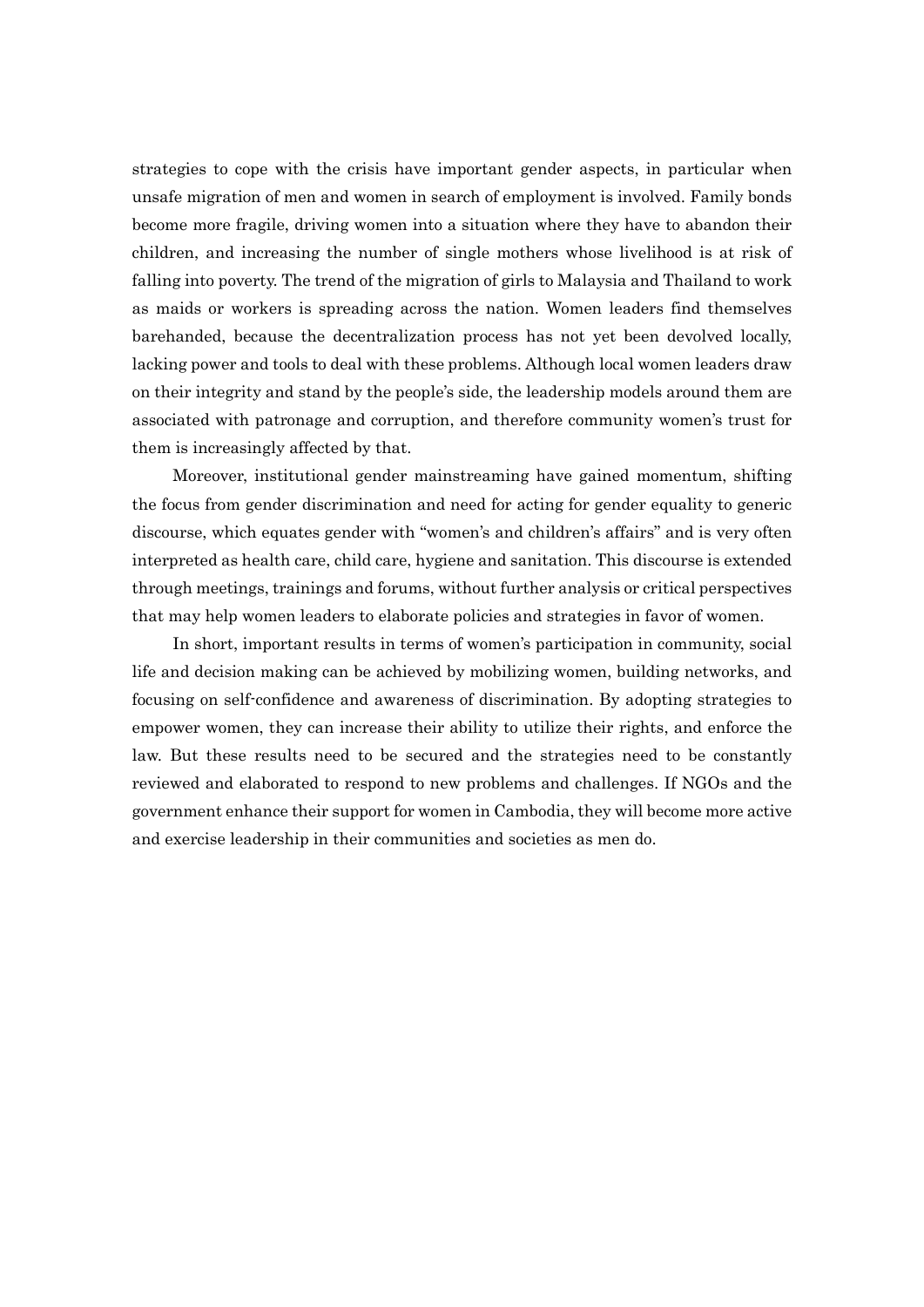strategies to cope with the crisis have important gender aspects, in particular when unsafe migration of men and women in search of employment is involved. Family bonds become more fragile, driving women into a situation where they have to abandon their children, and increasing the number of single mothers whose livelihood is at risk of falling into poverty. The trend of the migration of girls to Malaysia and Thailand to work as maids or workers is spreading across the nation. Women leaders find themselves barehanded, because the decentralization process has not yet been devolved locally, lacking power and tools to deal with these problems. Although local women leaders draw on their integrity and stand by the people's side, the leadership models around them are associated with patronage and corruption, and therefore community women's trust for them is increasingly affected by that.

Moreover, institutional gender mainstreaming have gained momentum, shifting the focus from gender discrimination and need for acting for gender equality to generic discourse, which equates gender with "women's and children's affairs" and is very often interpreted as health care, child care, hygiene and sanitation. This discourse is extended through meetings, trainings and forums, without further analysis or critical perspectives that may help women leaders to elaborate policies and strategies in favor of women.

In short, important results in terms of women's participation in community, social life and decision making can be achieved by mobilizing women, building networks, and focusing on self-confidence and awareness of discrimination. By adopting strategies to empower women, they can increase their ability to utilize their rights, and enforce the law. But these results need to be secured and the strategies need to be constantly reviewed and elaborated to respond to new problems and challenges. If NGOs and the government enhance their support for women in Cambodia, they will become more active and exercise leadership in their communities and societies as men do.